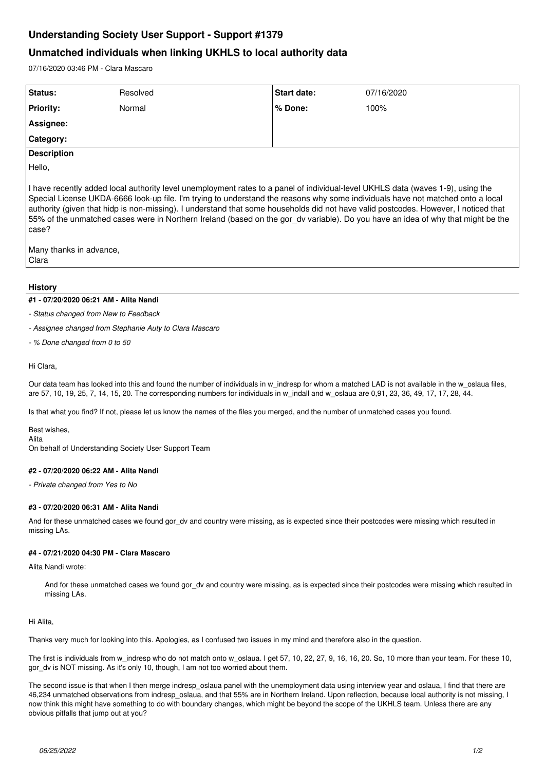# Understanding Society User Support - Support #1379

## Unmatched individuals when linking UKHLS to local authority data

07/16/2020 03:46 PM - Clara Mascaro

| Status: | Resolved | Start date: | 07/16/2020 |
|---|---|---|---|
| Priority: | Normal | % Done: | 100% |
| Assignee: | | | |
| Category: | | | |

**Description**

Hello,

I have recently added local authority level unemployment rates to a panel of individual-level UKHLS data (waves 1-9), using the Special License UKDA-6666 look-up file. I'm trying to understand the reasons why some individuals have not matched onto a local authority (given that hidp is non-missing). I understand that some households did not have valid postcodes. However, I noticed that 55% of the unmatched cases were in Northern Ireland (based on the gor_dv variable). Do you have an idea of why that might be the case?

Many thanks in advance,
Clara

### History

#### #1 - 07/20/2020 06:21 AM - Alita Nandi

- *Status changed from New to Feedback*
- *Assignee changed from Stephanie Auty to Clara Mascaro*
- *% Done changed from 0 to 50*

Hi Clara,

Our data team has looked into this and found the number of individuals in w_indresp for whom a matched LAD is not available in the w_oslaua files, are 57, 10, 19, 25, 7, 14, 15, 20. The corresponding numbers for individuals in w_indall and w_oslaua are 0,91, 23, 36, 49, 17, 17, 28, 44.

Is that what you find? If not, please let us know the names of the files you merged, and the number of unmatched cases you found.

Best wishes,
Alita
On behalf of Understanding Society User Support Team

#### #2 - 07/20/2020 06:22 AM - Alita Nandi

- *Private changed from Yes to No*

#### #3 - 07/20/2020 06:31 AM - Alita Nandi

And for these unmatched cases we found gor_dv and country were missing, as is expected since their postcodes were missing which resulted in missing LAs.

#### #4 - 07/21/2020 04:30 PM - Clara Mascaro

Alita Nandi wrote:

> And for these unmatched cases we found gor_dv and country were missing, as is expected since their postcodes were missing which resulted in missing LAs.

Hi Alita,

Thanks very much for looking into this. Apologies, as I confused two issues in my mind and therefore also in the question.

The first is individuals from w_indresp who do not match onto w_oslaua. I get 57, 10, 22, 27, 9, 16, 16, 20. So, 10 more than your team. For these 10, gor_dv is NOT missing. As it's only 10, though, I am not too worried about them.

The second issue is that when I then merge indresp_oslaua panel with the unemployment data using interview year and oslaua, I find that there are 46,234 unmatched observations from indresp_oslaua, and that 55% are in Northern Ireland. Upon reflection, because local authority is not missing, I now think this might have something to do with boundary changes, which might be beyond the scope of the UKHLS team. Unless there are any obvious pitfalls that jump out at you?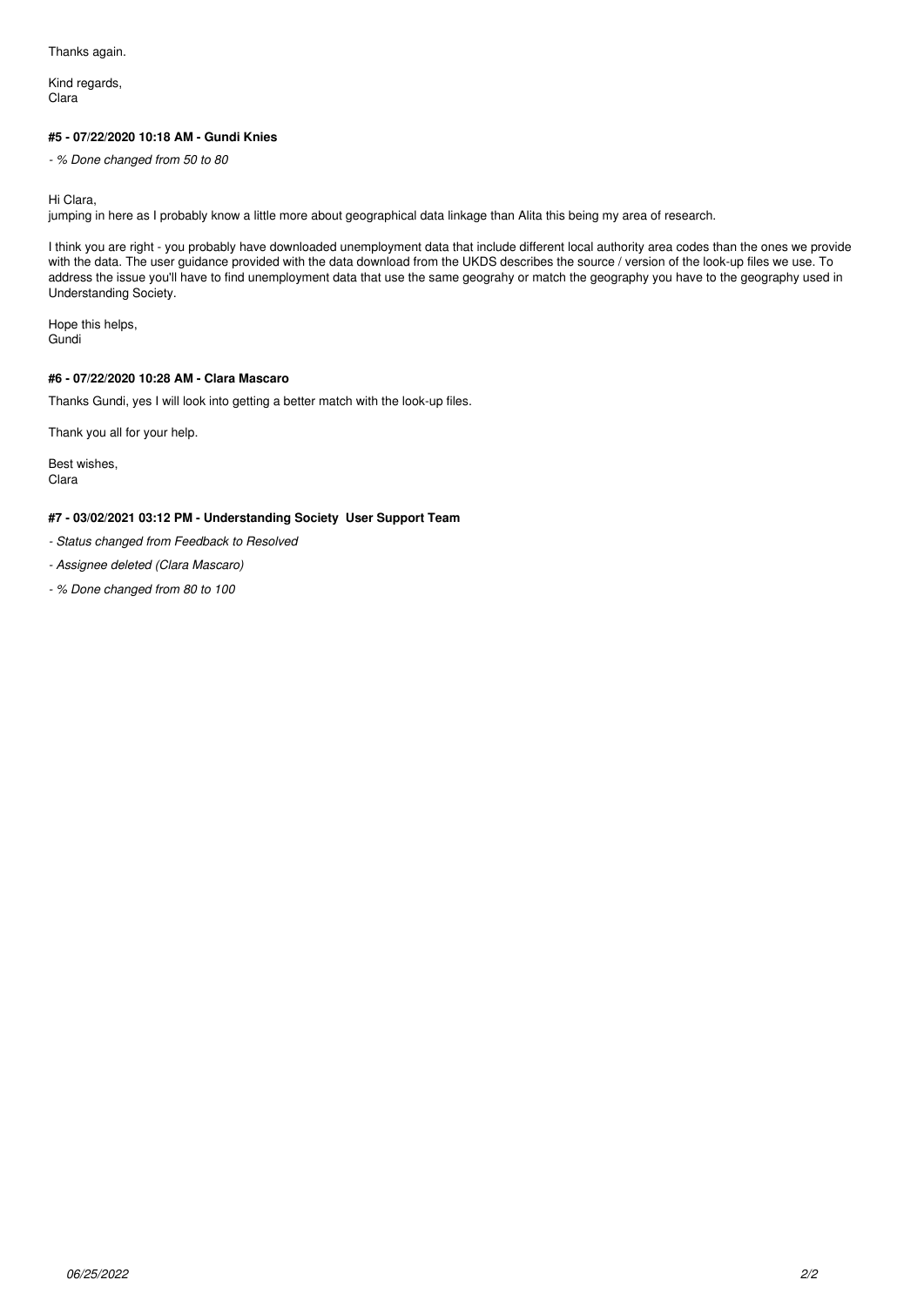Thanks again.

Kind regards,
Clara

#### #5 - 07/22/2020 10:18 AM - Gundi Knies

*- % Done changed from 50 to 80*

Hi Clara,
jumping in here as I probably know a little more about geographical data linkage than Alita this being my area of research.

I think you are right - you probably have downloaded unemployment data that include different local authority area codes than the ones we provide with the data. The user guidance provided with the data download from the UKDS describes the source / version of the look-up files we use. To address the issue you'll have to find unemployment data that use the same geograhy or match the geography you have to the geography used in Understanding Society.

Hope this helps,
Gundi

#### #6 - 07/22/2020 10:28 AM - Clara Mascaro

Thanks Gundi, yes I will look into getting a better match with the look-up files.

Thank you all for your help.

Best wishes,
Clara

#### #7 - 03/02/2021 03:12 PM - Understanding Society User Support Team

*- Status changed from Feedback to Resolved*

*- Assignee deleted (Clara Mascaro)*

*- % Done changed from 80 to 100*